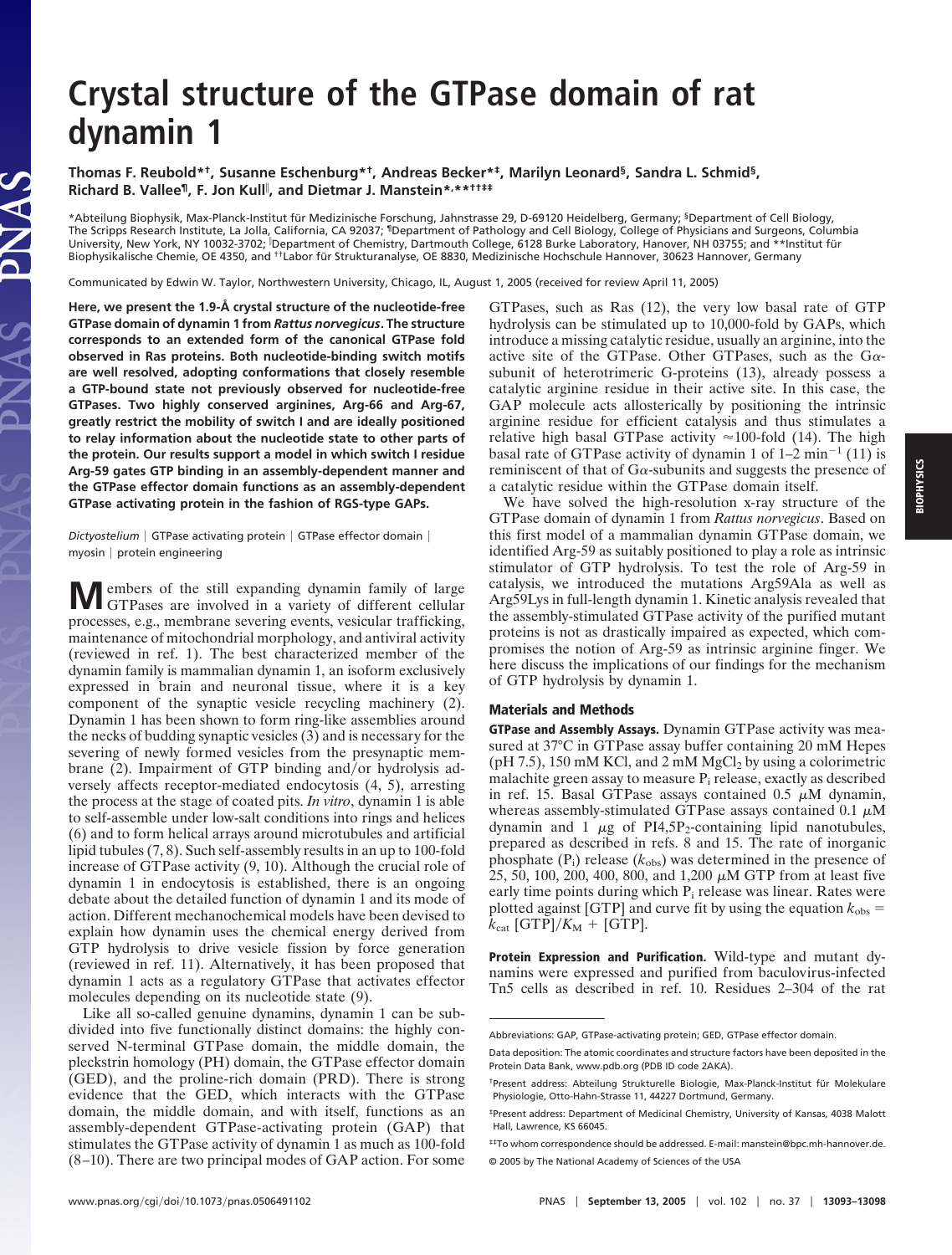# Crystal structure of the GTPase domain of rat dynamin 1

**Thomas F. Reubold*†, Susanne Eschenburg*†, Andreas Becker*‡, Marilyn Leonard§, Sandra L. Schmid§, Richard B. Vallee¶, F. Jon Kull‖, and Dietmar J. Manstein*,**††‡‡**

*Abteilung Biophysik, Max-Planck-Institut für Medizinische Forschung, Jahnstrasse 29, D-69120 Heidelberg, Germany; §Department of Cell Biology, The Scripps Research Institute, La Jolla, California, CA 92037; ¶Department of Pathology and Cell Biology, College of Physicians and Surgeons, Columbia University, New York, NY 10032-3702; ‖Department of Chemistry, Dartmouth College, 6128 Burke Laboratory, Hanover, NH 03755; and **Institut für Biophysikalische Chemie, OE 4350, and ††Labor für Strukturanalyse, OE 8830, Medizinische Hochschule Hannover, 30623 Hannover, Germany

Communicated by Edwin W. Taylor, Northwestern University, Chicago, IL, August 1, 2005 (received for review April 11, 2005)

**Here, we present the 1.9-Å crystal structure of the nucleotide-free GTPase domain of dynamin 1 from *Rattus norvegicus*. The structure corresponds to an extended form of the canonical GTPase fold observed in Ras proteins. Both nucleotide-binding switch motifs are well resolved, adopting conformations that closely resemble a GTP-bound state not previously observed for nucleotide-free GTPases. Two highly conserved arginines, Arg-66 and Arg-67, greatly restrict the mobility of switch I and are ideally positioned to relay information about the nucleotide state to other parts of the protein. Our results support a model in which switch I residue Arg-59 gates GTP binding in an assembly-dependent manner and the GTPase effector domain functions as an assembly-dependent GTPase activating protein in the fashion of RGS-type GAPs.**

*Dictyostelium* | GTPase activating protein | GTPase effector domain | myosin | protein engineering

Members of the still expanding dynamin family of large GTPases are involved in a variety of different cellular processes, e.g., membrane severing events, vesicular trafficking, maintenance of mitochondrial morphology, and antiviral activity (reviewed in ref. 1). The best characterized member of the dynamin family is mammalian dynamin 1, an isoform exclusively expressed in brain and neuronal tissue, where it is a key component of the synaptic vesicle recycling machinery (2). Dynamin 1 has been shown to form ring-like assemblies around the necks of budding synaptic vesicles (3) and is necessary for the severing of newly formed vesicles from the presynaptic membrane (2). Impairment of GTP binding and/or hydrolysis adversely affects receptor-mediated endocytosis (4, 5), arresting the process at the stage of coated pits. *In vitro*, dynamin 1 is able to self-assemble under low-salt conditions into rings and helices (6) and to form helical arrays around microtubules and artificial lipid tubules (7, 8). Such self-assembly results in an up to 100-fold increase of GTPase activity (9, 10). Although the crucial role of dynamin 1 in endocytosis is established, there is an ongoing debate about the detailed function of dynamin 1 and its mode of action. Different mechanochemical models have been devised to explain how dynamin uses the chemical energy derived from GTP hydrolysis to drive vesicle fission by force generation (reviewed in ref. 11). Alternatively, it has been proposed that dynamin 1 acts as a regulatory GTPase that activates effector molecules depending on its nucleotide state (9).

Like all so-called genuine dynamins, dynamin 1 can be subdivided into five functionally distinct domains: the highly conserved N-terminal GTPase domain, the middle domain, the pleckstrin homology (PH) domain, the GTPase effector domain (GED), and the proline-rich domain (PRD). There is strong evidence that the GED, which interacts with the GTPase domain, the middle domain, and with itself, functions as an assembly-dependent GTPase-activating protein (GAP) that stimulates the GTPase activity of dynamin 1 as much as 100-fold (8–10). There are two principal modes of GAP action. For some GTPases, such as Ras (12), the very low basal rate of GTP hydrolysis can be stimulated up to 10,000-fold by GAPs, which introduce a missing catalytic residue, usually an arginine, into the active site of the GTPase. Other GTPases, such as the Gα-subunit of heterotrimeric G-proteins (13), already possess a catalytic arginine residue in their active site. In this case, the GAP molecule acts allosterically by positioning the intrinsic arginine residue for efficient catalysis and thus stimulates a relative high basal GTPase activity ≈100-fold (14). The high basal rate of GTPase activity of dynamin 1 of 1–2 $min^{-1}$ (11) is reminiscent of that of Gα-subunits and suggests the presence of a catalytic residue within the GTPase domain itself.

We have solved the high-resolution x-ray structure of the GTPase domain of dynamin 1 from *Rattus norvegicus*. Based on this first model of a mammalian dynamin GTPase domain, we identified Arg-59 as suitably positioned to play a role as intrinsic stimulator of GTP hydrolysis. To test the role of Arg-59 in catalysis, we introduced the mutations Arg59Ala as well as Arg59Lys in full-length dynamin 1. Kinetic analysis revealed that the assembly-stimulated GTPase activity of the purified mutant proteins is not as drastically impaired as expected, which compromises the notion of Arg-59 as intrinsic arginine finger. We here discuss the implications of our findings for the mechanism of GTP hydrolysis by dynamin 1.

## Materials and Methods

**GTPase and Assembly Assays.** Dynamin GTPase activity was measured at 37°C in GTPase assay buffer containing 20 mM Hepes (pH 7.5), 150 mM KCl, and 2 mM $MgCl_2$ by using a colorimetric malachite green assay to measure $P_i$ release, exactly as described in ref. 15. Basal GTPase assays contained 0.5 μM dynamin, whereas assembly-stimulated GTPase assays contained 0.1 μM dynamin and 1 μg of $PI4,5P_2$-containing lipid nanotubules, prepared as described in refs. 8 and 15. The rate of inorganic phosphate ($P_i$) release ($k_{obs}$) was determined in the presence of 25, 50, 100, 200, 400, 800, and 1,200 μM GTP from at least five early time points during which $P_i$ release was linear. Rates were plotted against [GTP] and curve fit by using the equation $k_{obs} = k_{cat}\,[GTP]/K_M + [GTP]$.

**Protein Expression and Purification.** Wild-type and mutant dynamins were expressed and purified from baculovirus-infected Tn5 cells as described in ref. 10. Residues 2–304 of the rat

Abbreviations: GAP, GTPase-activating protein; GED, GTPase effector domain.

Data deposition: The atomic coordinates and structure factors have been deposited in the Protein Data Bank, www.pdb.org (PDB ID code 2AKA).

†Present address: Abteilung Strukturelle Biologie, Max-Planck-Institut für Molekulare Physiologie, Otto-Hahn-Strasse 11, 44227 Dortmund, Germany.

‡Present address: Department of Medicinal Chemistry, University of Kansas, 4038 Malott Hall, Lawrence, KS 66045.

‡‡To whom correspondence should be addressed. E-mail: manstein@bpc.mh-hannover.de.

© 2005 by The National Academy of Sciences of the USA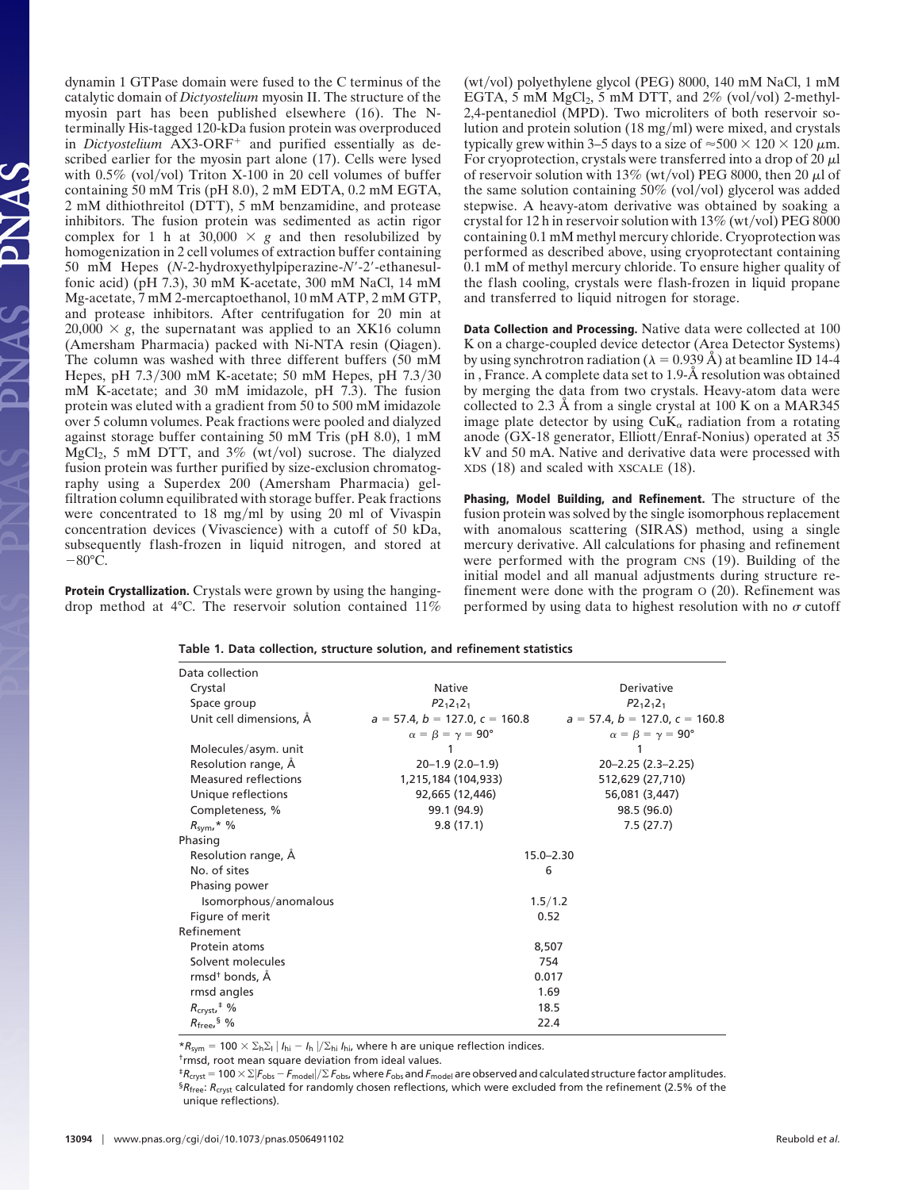dynamin 1 GTPase domain were fused to the C terminus of the catalytic domain of *Dictyostelium* myosin II. The structure of the myosin part has been published elsewhere (16). The N-terminally His-tagged 120-kDa fusion protein was overproduced in *Dictyostelium* AX3-ORF$^+$ and purified essentially as described earlier for the myosin part alone (17). Cells were lysed with 0.5% (vol/vol) Triton X-100 in 20 cell volumes of buffer containing 50 mM Tris (pH 8.0), 2 mM EDTA, 0.2 mM EGTA, 2 mM dithiothreitol (DTT), 5 mM benzamidine, and protease inhibitors. The fusion protein was sedimented as actin rigor complex for 1 h at 30,000 × *g* and then resolubilized by homogenization in 2 cell volumes of extraction buffer containing 50 mM Hepes (*N*-2-hydroxyethylpiperazine-*N*′-2′-ethanesulfonic acid) (pH 7.3), 30 mM K-acetate, 300 mM NaCl, 14 mM Mg-acetate, 7 mM 2-mercaptoethanol, 10 mM ATP, 2 mM GTP, and protease inhibitors. After centrifugation for 20 min at 20,000 × *g*, the supernatant was applied to an XK16 column (Amersham Pharmacia) packed with Ni-NTA resin (Qiagen). The column was washed with three different buffers (50 mM Hepes, pH 7.3/300 mM K-acetate; 50 mM Hepes, pH 7.3/30 mM K-acetate; and 30 mM imidazole, pH 7.3). The fusion protein was eluted with a gradient from 50 to 500 mM imidazole over 5 column volumes. Peak fractions were pooled and dialyzed against storage buffer containing 50 mM Tris (pH 8.0), 1 mM $MgCl_2$, 5 mM DTT, and 3% (wt/vol) sucrose. The dialyzed fusion protein was further purified by size-exclusion chromatography using a Superdex 200 (Amersham Pharmacia) gel-filtration column equilibrated with storage buffer. Peak fractions were concentrated to 18 mg/ml by using 20 ml of Vivaspin concentration devices (Vivascience) with a cutoff of 50 kDa, subsequently flash-frozen in liquid nitrogen, and stored at −80°C.

**Protein Crystallization.** Crystals were grown by using the hanging-drop method at 4°C. The reservoir solution contained 11% (wt/vol) polyethylene glycol (PEG) 8000, 140 mM NaCl, 1 mM EGTA, 5 mM $MgCl_2$, 5 mM DTT, and 2% (vol/vol) 2-methyl-2,4-pentanediol (MPD). Two microliters of both reservoir solution and protein solution (18 mg/ml) were mixed, and crystals typically grew within 3–5 days to a size of ≈500 × 120 × 120 μm. For cryoprotection, crystals were transferred into a drop of 20 μl of reservoir solution with 13% (wt/vol) PEG 8000, then 20 μl of the same solution containing 50% (vol/vol) glycerol was added stepwise. A heavy-atom derivative was obtained by soaking a crystal for 12 h in reservoir solution with 13% (wt/vol) PEG 8000 containing 0.1 mM methyl mercury chloride. Cryoprotection was performed as described above, using cryoprotectant containing 0.1 mM of methyl mercury chloride. To ensure higher quality of the flash cooling, crystals were flash-frozen in liquid propane and transferred to liquid nitrogen for storage.

**Data Collection and Processing.** Native data were collected at 100 K on a charge-coupled device detector (Area Detector Systems) by using synchrotron radiation (λ = 0.939 Å) at beamline ID 14-4 in , France. A complete data set to 1.9-Å resolution was obtained by merging the data from two crystals. Heavy-atom data were collected to 2.3 Å from a single crystal at 100 K on a MAR345 image plate detector by using Cu$K_\alpha$ radiation from a rotating anode (GX-18 generator, Elliott/Enraf-Nonius) operated at 35 kV and 50 mA. Native and derivative data were processed with XDS (18) and scaled with XSCALE (18).

**Phasing, Model Building, and Refinement.** The structure of the fusion protein was solved by the single isomorphous replacement with anomalous scattering (SIRAS) method, using a single mercury derivative. All calculations for phasing and refinement were performed with the program CNS (19). Building of the initial model and all manual adjustments during structure refinement were done with the program O (20). Refinement was performed by using data to highest resolution with no σ cutoff

**Table 1. Data collection, structure solution, and refinement statistics**

| | | |
|---|---|---|
| **Data collection** | | |
| Crystal | Native | Derivative |
| Space group | $P2_12_12_1$ | $P2_12_12_1$ |
| Unit cell dimensions, Å | $a$ = 57.4, $b$ = 127.0, $c$ = 160.8 $\alpha = \beta = \gamma = 90°$ | $a$ = 57.4, $b$ = 127.0, $c$ = 160.8 $\alpha = \beta = \gamma = 90°$ |
| Molecules/asym. unit | 1 | 1 |
| Resolution range, Å | 20–1.9 (2.0–1.9) | 20–2.25 (2.3–2.25) |
| Measured reflections | 1,215,184 (104,933) | 512,629 (27,710) |
| Unique reflections | 92,665 (12,446) | 56,081 (3,447) |
| Completeness, % | 99.1 (94.9) | 98.5 (96.0) |
| $R_{sym}$,* % | 9.8 (17.1) | 7.5 (27.7) |
| **Phasing** | | |
| Resolution range, Å | 15.0–2.30 | |
| No. of sites | 6 | |
| Phasing power | | |
| Isomorphous/anomalous | 1.5/1.2 | |
| Figure of merit | 0.52 | |
| **Refinement** | | |
| Protein atoms | 8,507 | |
| Solvent molecules | 754 | |
| rmsd† bonds, Å | 0.017 | |
| rmsd angles | 1.69 | |
| $R_{cryst}$,‡ % | 18.5 | |
| $R_{free}$,§ % | 22.4 | |

*$R_{sym} = 100 \times \Sigma_h \Sigma_i |I_{hi} - I_h| / \Sigma_{hi} I_{hi}$, where h are unique reflection indices.

†rmsd, root mean square deviation from ideal values.

‡$R_{cryst} = 100 \times \Sigma |F_{obs} - F_{model}| / \Sigma F_{obs}$, where $F_{obs}$ and $F_{model}$ are observed and calculated structure factor amplitudes.

§$R_{free}$: $R_{cryst}$ calculated for randomly chosen reflections, which were excluded from the refinement (2.5% of the unique reflections).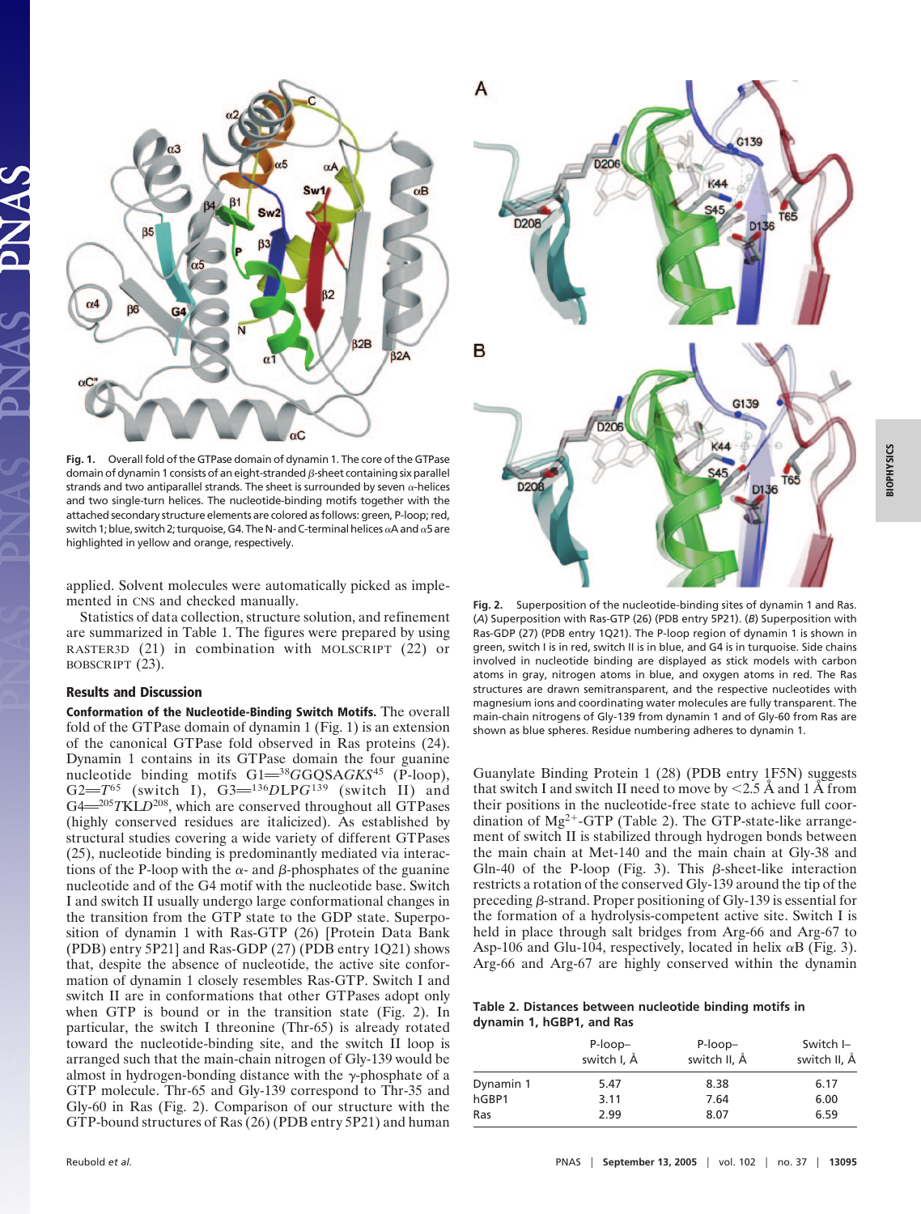Fig. 1. Overall fold of the GTPase domain of dynamin 1. The core of the GTPase domain of dynamin 1 consists of an eight-stranded β-sheet containing six parallel strands and two antiparallel strands. The sheet is surrounded by seven α-helices and two single-turn helices. The nucleotide-binding motifs together with the attached secondary structure elements are colored as follows: green, P-loop; red, switch 1; blue, switch 2; turquoise, G4. The N- and C-terminal helices αA and α5 are highlighted in yellow and orange, respectively.

applied. Solvent molecules were automatically picked as implemented in CNS and checked manually.

Statistics of data collection, structure solution, and refinement are summarized in Table 1. The figures were prepared by using RASTER3D (21) in combination with MOLSCRIPT (22) or BOBSCRIPT (23).

## Results and Discussion

**Conformation of the Nucleotide-Binding Switch Motifs.** The overall fold of the GTPase domain of dynamin 1 (Fig. 1) is an extension of the canonical GTPase fold observed in Ras proteins (24). Dynamin 1 contains in its GTPase domain the four guanine nucleotide binding motifs G1=[38]*G*GQSA*GKS*[45] (P-loop), G2=*T*[65] (switch I), G3=[136]*D*LP*G*[139] (switch II) and G4=[205]*T*KL*D*[208], which are conserved throughout all GTPases (highly conserved residues are italicized). As established by structural studies covering a wide variety of different GTPases (25), nucleotide binding is predominantly mediated via interactions of the P-loop with the α- and β-phosphates of the guanine nucleotide and of the G4 motif with the nucleotide base. Switch I and switch II usually undergo large conformational changes in the transition from the GTP state to the GDP state. Superposition of dynamin 1 with Ras-GTP (26) [Protein Data Bank (PDB) entry 5P21] and Ras-GDP (27) (PDB entry 1Q21) shows that, despite the absence of nucleotide, the active site conformation of dynamin 1 closely resembles Ras-GTP. Switch I and switch II are in conformations that other GTPases adopt only when GTP is bound or in the transition state (Fig. 2). In particular, the switch I threonine (Thr-65) is already rotated toward the nucleotide-binding site, and the switch II loop is arranged such that the main-chain nitrogen of Gly-139 would be almost in hydrogen-bonding distance with the γ-phosphate of a GTP molecule. Thr-65 and Gly-139 correspond to Thr-35 and Gly-60 in Ras (Fig. 2). Comparison of our structure with the GTP-bound structures of Ras (26) (PDB entry 5P21) and human Guanylate Binding Protein 1 (28) (PDB entry 1F5N) suggests that switch I and switch II need to move by <2.5 Å and 1 Å from their positions in the nucleotide-free state to achieve full coordination of $Mg^{2+}$-GTP (Table 2). The GTP-state-like arrangement of switch II is stabilized through hydrogen bonds between the main chain at Met-140 and the main chain at Gly-38 and Gln-40 of the P-loop (Fig. 3). This β-sheet-like interaction restricts a rotation of the conserved Gly-139 around the tip of the preceding β-strand. Proper positioning of Gly-139 is essential for the formation of a hydrolysis-competent active site. Switch I is held in place through salt bridges from Arg-66 and Arg-67 to Asp-106 and Glu-104, respectively, located in helix αB (Fig. 3). Arg-66 and Arg-67 are highly conserved within the dynamin

Fig. 2. Superposition of the nucleotide-binding sites of dynamin 1 and Ras. (*A*) Superposition with Ras-GTP (26) (PDB entry 5P21). (*B*) Superposition with Ras-GDP (27) (PDB entry 1Q21). The P-loop region of dynamin 1 is shown in green, switch I is in red, switch II is in blue, and G4 is in turquoise. Side chains involved in nucleotide binding are displayed as stick models with carbon atoms in gray, nitrogen atoms in blue, and oxygen atoms in red. The Ras structures are drawn semitransparent, and the respective nucleotides with magnesium ions and coordinating water molecules are fully transparent. The main-chain nitrogens of Gly-139 from dynamin 1 and of Gly-60 from Ras are shown as blue spheres. Residue numbering adheres to dynamin 1.

**Table 2. Distances between nucleotide binding motifs in dynamin 1, hGBP1, and Ras**

| | P-loop–switch I, Å | P-loop–switch II, Å | Switch I–switch II, Å |
|---|---|---|---|
| Dynamin 1 | 5.47 | 8.38 | 6.17 |
| hGBP1 | 3.11 | 7.64 | 6.00 |
| Ras | 2.99 | 8.07 | 6.59 |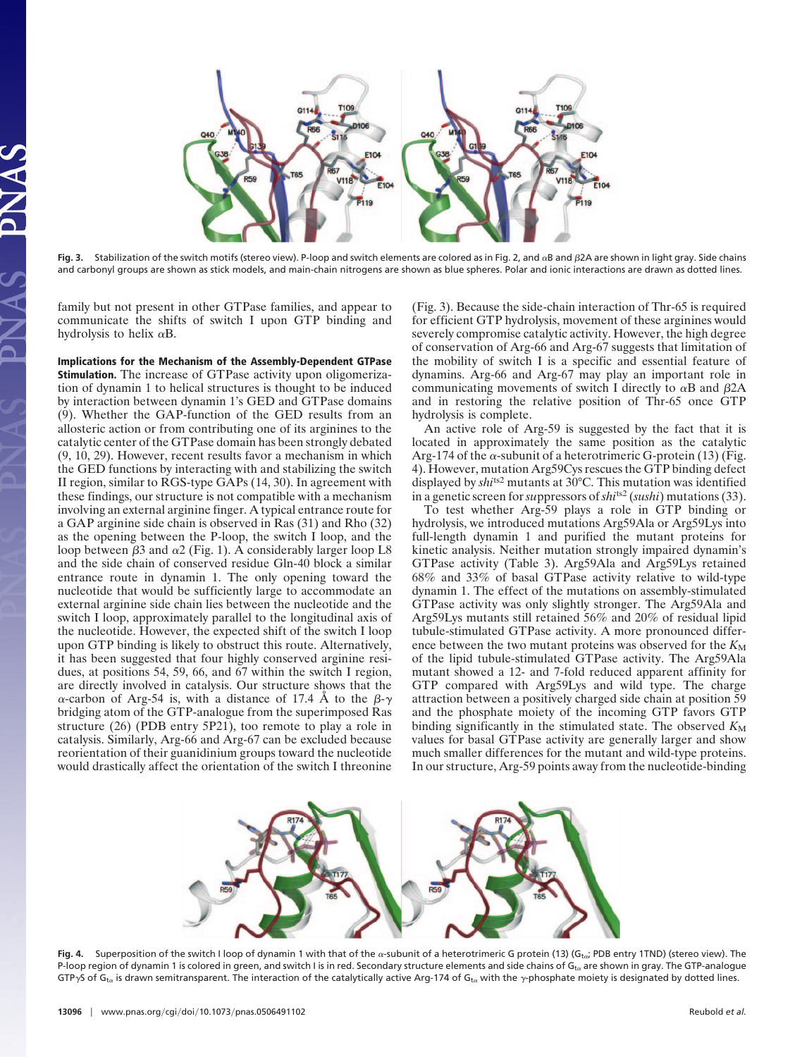Fig. 3. Stabilization of the switch motifs (stereo view). P-loop and switch elements are colored as in Fig. 2, and αB and β2A are shown in light gray. Side chains and carbonyl groups are shown as stick models, and main-chain nitrogens are shown as blue spheres. Polar and ionic interactions are drawn as dotted lines.

family but not present in other GTPase families, and appear to communicate the shifts of switch I upon GTP binding and hydrolysis to helix αB.

**Implications for the Mechanism of the Assembly-Dependent GTPase Stimulation.** The increase of GTPase activity upon oligomerization of dynamin 1 to helical structures is thought to be induced by interaction between dynamin 1's GED and GTPase domains (9). Whether the GAP-function of the GED results from an allosteric action or from contributing one of its arginines to the catalytic center of the GTPase domain has been strongly debated (9, 10, 29). However, recent results favor a mechanism in which the GED functions by interacting with and stabilizing the switch II region, similar to RGS-type GAPs (14, 30). In agreement with these findings, our structure is not compatible with a mechanism involving an external arginine finger. A typical entrance route for a GAP arginine side chain is observed in Ras (31) and Rho (32) as the opening between the P-loop, the switch I loop, and the loop between β3 and α2 (Fig. 1). A considerably larger loop L8 and the side chain of conserved residue Gln-40 block a similar entrance route in dynamin 1. The only opening toward the nucleotide that would be sufficiently large to accommodate an external arginine side chain lies between the nucleotide and the switch I loop, approximately parallel to the longitudinal axis of the nucleotide. However, the expected shift of the switch I loop upon GTP binding is likely to obstruct this route. Alternatively, it has been suggested that four highly conserved arginine residues, at positions 54, 59, 66, and 67 within the switch I region, are directly involved in catalysis. Our structure shows that the α-carbon of Arg-54 is, with a distance of 17.4 Å to the β-γ bridging atom of the GTP-analogue from the superimposed Ras structure (26) (PDB entry 5P21), too remote to play a role in catalysis. Similarly, Arg-66 and Arg-67 can be excluded because reorientation of their guanidinium groups toward the nucleotide would drastically affect the orientation of the switch I threonine (Fig. 3). Because the side-chain interaction of Thr-65 is required for efficient GTP hydrolysis, movement of these arginines would severely compromise catalytic activity. However, the high degree of conservation of Arg-66 and Arg-67 suggests that limitation of the mobility of switch I is a specific and essential feature of dynamins. Arg-66 and Arg-67 may play an important role in communicating movements of switch I directly to αB and β2A and in restoring the relative position of Thr-65 once GTP hydrolysis is complete.

An active role of Arg-59 is suggested by the fact that it is located in approximately the same position as the catalytic Arg-174 of the α-subunit of a heterotrimeric G-protein (13) (Fig. 4). However, mutation Arg59Cys rescues the GTP binding defect displayed by *shi*$^{ts2}$ mutants at 30°C. This mutation was identified in a genetic screen for ***su***ppressors of *shi*$^{ts2}$ (*sushi*) mutations (33).

To test whether Arg-59 plays a role in GTP binding or hydrolysis, we introduced mutations Arg59Ala or Arg59Lys into full-length dynamin 1 and purified the mutant proteins for kinetic analysis. Neither mutation strongly impaired dynamin's GTPase activity (Table 3). Arg59Ala and Arg59Lys retained 68% and 33% of basal GTPase activity relative to wild-type dynamin 1. The effect of the mutations on assembly-stimulated GTPase activity was only slightly stronger. The Arg59Ala and Arg59Lys mutants still retained 56% and 20% of residual lipid tubule-stimulated GTPase activity. A more pronounced difference between the two mutant proteins was observed for the $K_M$ of the lipid tubule-stimulated GTPase activity. The Arg59Ala mutant showed a 12- and 7-fold reduced apparent affinity for GTP compared with Arg59Lys and wild type. The charge attraction between a positively charged side chain at position 59 and the phosphate moiety of the incoming GTP favors GTP binding significantly in the stimulated state. The observed $K_M$ values for basal GTPase activity are generally larger and show much smaller differences for the mutant and wild-type proteins. In our structure, Arg-59 points away from the nucleotide-binding

Fig. 4. Superposition of the switch I loop of dynamin 1 with that of the α-subunit of a heterotrimeric G protein (13) ($G_{t\alpha}$; PDB entry 1TND) (stereo view). The P-loop region of dynamin 1 is colored in green, and switch I is in red. Secondary structure elements and side chains of $G_{t\alpha}$ are shown in gray. The GTP-analogue GTPγS of $G_{t\alpha}$ is drawn semitransparent. The interaction of the catalytically active Arg-174 of $G_{t\alpha}$ with the γ-phosphate moiety is designated by dotted lines.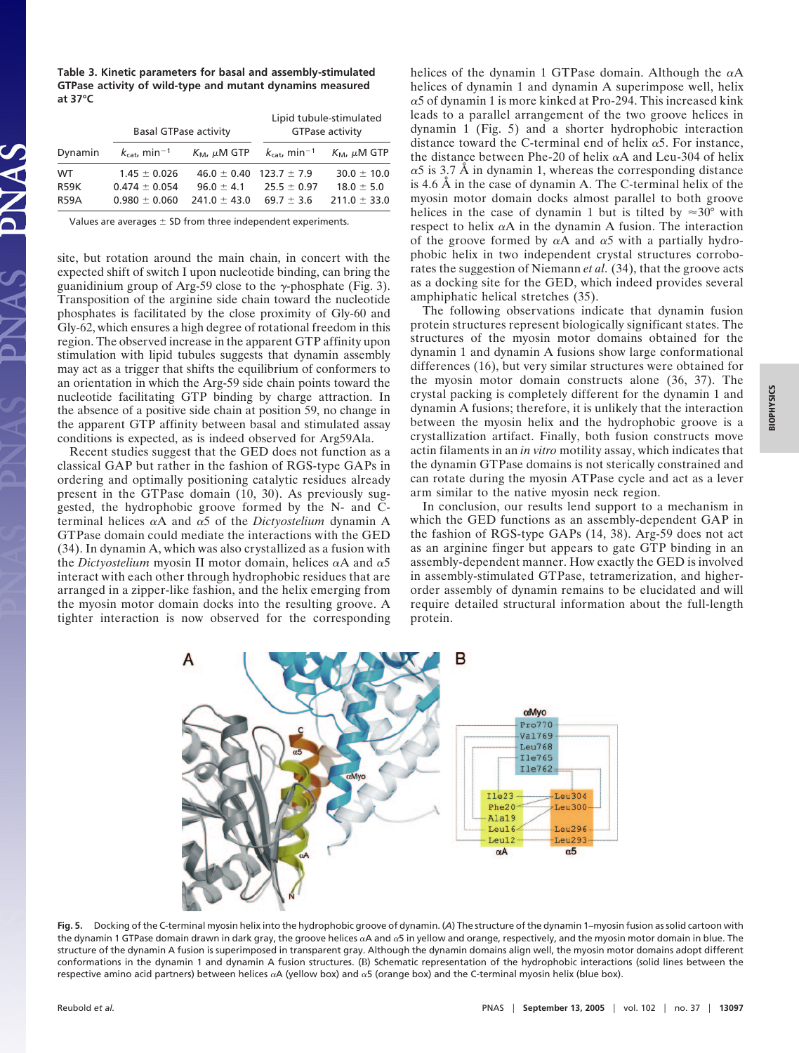**Table 3. Kinetic parameters for basal and assembly-stimulated GTPase activity of wild-type and mutant dynamins measured at 37°C**

| Dynamin | Basal GTPase activity | | Lipid tubule-stimulated GTPase activity | |
|---|---|---|---|---|
| | $k_{cat}$, min$^{-1}$ | $K_M$, μM GTP | $k_{cat}$, min$^{-1}$ | $K_M$, μM GTP |
| WT | 1.45 ± 0.026 | 46.0 ± 0.40 | 123.7 ± 7.9 | 30.0 ± 10.0 |
| R59K | 0.474 ± 0.054 | 96.0 ± 4.1 | 25.5 ± 0.97 | 18.0 ± 5.0 |
| R59A | 0.980 ± 0.060 | 241.0 ± 43.0 | 69.7 ± 3.6 | 211.0 ± 33.0 |

Values are averages ± SD from three independent experiments.

site, but rotation around the main chain, in concert with the expected shift of switch I upon nucleotide binding, can bring the guanidinium group of Arg-59 close to the γ-phosphate (Fig. 3). Transposition of the arginine side chain toward the nucleotide phosphates is facilitated by the close proximity of Gly-60 and Gly-62, which ensures a high degree of rotational freedom in this region. The observed increase in the apparent GTP affinity upon stimulation with lipid tubules suggests that dynamin assembly may act as a trigger that shifts the equilibrium of conformers to an orientation in which the Arg-59 side chain points toward the nucleotide facilitating GTP binding by charge attraction. In the absence of a positive side chain at position 59, no change in the apparent GTP affinity between basal and stimulated assay conditions is expected, as is indeed observed for Arg59Ala.

Recent studies suggest that the GED does not function as a classical GAP but rather in the fashion of RGS-type GAPs in ordering and optimally positioning catalytic residues already present in the GTPase domain (10, 30). As previously suggested, the hydrophobic groove formed by the N- and C-terminal helices αA and α5 of the *Dictyostelium* dynamin A GTPase domain could mediate the interactions with the GED (34). In dynamin A, which was also crystallized as a fusion with the *Dictyostelium* myosin II motor domain, helices αA and α5 interact with each other through hydrophobic residues that are arranged in a zipper-like fashion, and the helix emerging from the myosin motor domain docks into the resulting groove. A tighter interaction is now observed for the corresponding helices of the dynamin 1 GTPase domain. Although the αA helices of dynamin 1 and dynamin A superimpose well, helix α5 of dynamin 1 is more kinked at Pro-294. This increased kink leads to a parallel arrangement of the two groove helices in dynamin 1 (Fig. 5) and a shorter hydrophobic interaction distance toward the C-terminal end of helix α5. For instance, the distance between Phe-20 of helix αA and Leu-304 of helix α5 is 3.7 Å in dynamin 1, whereas the corresponding distance is 4.6 Å in the case of dynamin A. The C-terminal helix of the myosin motor domain docks almost parallel to both groove helices in the case of dynamin 1 but is tilted by ≈30° with respect to helix αA in the dynamin A fusion. The interaction of the groove formed by αA and α5 with a partially hydrophobic helix in two independent crystal structures corroborates the suggestion of Niemann *et al.* (34), that the groove acts as a docking site for the GED, which indeed provides several amphiphatic helical stretches (35).

The following observations indicate that dynamin fusion protein structures represent biologically significant states. The structures of the myosin motor domains obtained for the dynamin 1 and dynamin A fusions show large conformational differences (16), but very similar structures were obtained for the myosin motor domain constructs alone (36, 37). The crystal packing is completely different for the dynamin 1 and dynamin A fusions; therefore, it is unlikely that the interaction between the myosin helix and the hydrophobic groove is a crystallization artifact. Finally, both fusion constructs move actin filaments in an *in vitro* motility assay, which indicates that the dynamin GTPase domains is not sterically constrained and can rotate during the myosin ATPase cycle and act as a lever arm similar to the native myosin neck region.

In conclusion, our results lend support to a mechanism in which the GED functions as an assembly-dependent GAP in the fashion of RGS-type GAPs (14, 38). Arg-59 does not act as an arginine finger but appears to gate GTP binding in an assembly-dependent manner. How exactly the GED is involved in assembly-stimulated GTPase, tetramerization, and higher-order assembly of dynamin remains to be elucidated and will require detailed structural information about the full-length protein.

**Fig. 5.** Docking of the C-terminal myosin helix into the hydrophobic groove of dynamin. (*A*) The structure of the dynamin 1–myosin fusion as solid cartoon with the dynamin 1 GTPase domain drawn in dark gray, the groove helices αA and α5 in yellow and orange, respectively, and the myosin motor domain in blue. The structure of the dynamin A fusion is superimposed in transparent gray. Although the dynamin domains align well, the myosin motor domains adopt different conformations in the dynamin 1 and dynamin A fusion structures. (*B*) Schematic representation of the hydrophobic interactions (solid lines between the respective amino acid partners) between helices αA (yellow box) and α5 (orange box) and the C-terminal myosin helix (blue box).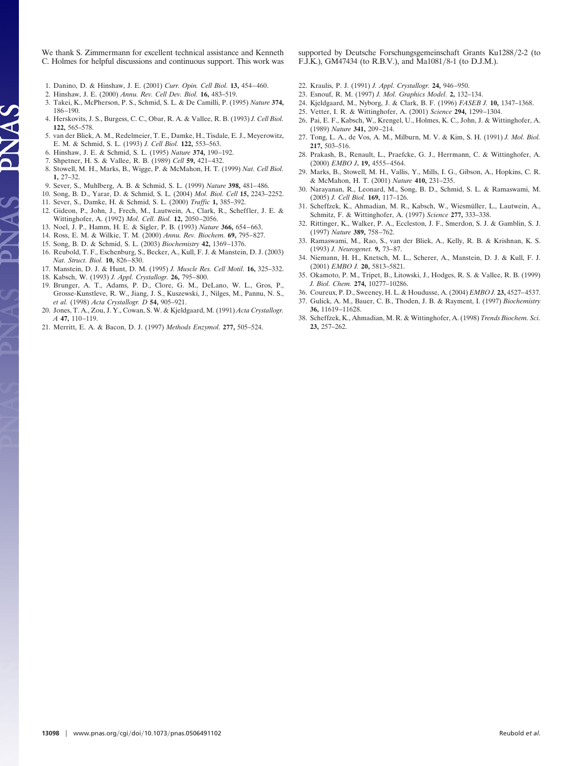We thank S. Zimmermann for excellent technical assistance and Kenneth C. Holmes for helpful discussions and continuous support. This work was supported by Deutsche Forschungsgemeinschaft Grants Ku1288/2-2 (to F.J.K.), GM47434 (to R.B.V.), and Ma1081/8-1 (to D.J.M.).

1. Danino, D. & Hinshaw, J. E. (2001) *Curr. Opin. Cell Biol.* **13,** 454–460.
2. Hinshaw, J. E. (2000) *Annu. Rev. Cell Dev. Biol.* **16,** 483–519.
3. Takei, K., McPherson, P. S., Schmid, S. L. & De Camilli, P. (1995) *Nature* **374,** 186–190.
4. Herskovits, J. S., Burgess, C. C., Obar, R. A. & Vallee, R. B. (1993) *J. Cell Biol.* **122,** 565–578.
5. van der Bliek, A. M., Redelmeier, T. E., Damke, H., Tisdale, E. J., Meyerowitz, E. M. & Schmid, S. L. (1993) *J. Cell Biol.* **122,** 553–563.
6. Hinshaw, J. E. & Schmid, S. L. (1995) *Nature* **374,** 190–192.
7. Shpetner, H. S. & Vallee, R. B. (1989) *Cell* **59,** 421–432.
8. Stowell, M. H., Marks, B., Wigge, P. & McMahon, H. T. (1999) *Nat. Cell Biol.* **1,** 27–32.
9. Sever, S., Muhlberg, A. B. & Schmid, S. L. (1999) *Nature* **398,** 481–486.
10. Song, B. D., Yarar, D. & Schmid, S. L. (2004) *Mol. Biol. Cell* **15,** 2243–2252.
11. Sever, S., Damke, H. & Schmid, S. L. (2000) *Traffic* **1,** 385–392.
12. Gideon, P., John, J., Frech, M., Lautwein, A., Clark, R., Scheffler, J. E. & Wittinghofer, A. (1992) *Mol. Cell. Biol.* **12,** 2050–2056.
13. Noel, J. P., Hamm, H. E. & Sigler, P. B. (1993) *Nature* **366,** 654–663.
14. Ross, E. M. & Wilkie, T. M. (2000) *Annu. Rev. Biochem.* **69,** 795–827.
15. Song, B. D. & Schmid, S. L. (2003) *Biochemistry* **42,** 1369–1376.
16. Reubold, T. F., Eschenburg, S., Becker, A., Kull, F. J. & Manstein, D. J. (2003) *Nat. Struct. Biol.* **10,** 826–830.
17. Manstein, D. J. & Hunt, D. M. (1995) *J. Muscle Res. Cell Motil.* **16,** 325–332.
18. Kabsch, W. (1993) *J. Appl. Crystallogr.* **26,** 795–800.
19. Brunger, A. T., Adams, P. D., Clore, G. M., DeLano, W. L., Gros, P., Grosse-Kunstleve, R. W., Jiang, J. S., Kuszewski, J., Nilges, M., Pannu, N. S., *et al.* (1998) *Acta Crystallogr. D* **54,** 905–921.
20. Jones, T. A., Zou, J. Y., Cowan, S. W. & Kjeldgaard, M. (1991) *Acta Crystallogr. A* **47,** 110–119.
21. Merritt, E. A. & Bacon, D. J. (1997) *Methods Enzymol.* **277,** 505–524.
22. Kraulis, P. J. (1991) *J. Appl. Crystallogr.* **24,** 946–950.
23. Esnouf, R. M. (1997) *J. Mol. Graphics Model.* **2,** 132–134.
24. Kjeldgaard, M., Nyborg, J. & Clark, B. F. (1996) *FASEB J.* **10,** 1347–1368.
25. Vetter, I. R. & Wittinghofer, A. (2001) *Science* **294,** 1299–1304.
26. Pai, E. F., Kabsch, W., Krengel, U., Holmes, K. C., John, J. & Wittinghofer, A. (1989) *Nature* **341,** 209–214.
27. Tong, L. A., de Vos, A. M., Milburn, M. V. & Kim, S. H. (1991) *J. Mol. Biol.* **217,** 503–516.
28. Prakash, B., Renault, L., Praefcke, G. J., Herrmann, C. & Wittinghofer, A. (2000) *EMBO J.* **19,** 4555–4564.
29. Marks, B., Stowell, M. H., Vallis, Y., Mills, I. G., Gibson, A., Hopkins, C. R. & McMahon, H. T. (2001) *Nature* **410,** 231–235.
30. Narayanan, R., Leonard, M., Song, B. D., Schmid, S. L. & Ramaswami, M. (2005) *J. Cell Biol.* **169,** 117–126.
31. Scheffzek, K., Ahmadian, M. R., Kabsch, W., Wiesmüller, L., Lautwein, A., Schmitz, F. & Wittinghofer, A. (1997) *Science* **277,** 333–338.
32. Rittinger, K., Walker, P. A., Eccleston, J. F., Smerdon, S. J. & Gamblin, S. J. (1997) *Nature* **389,** 758–762.
33. Ramaswami, M., Rao, S., van der Bliek, A., Kelly, R. B. & Krishnan, K. S. (1993) *J. Neurogenet.* **9,** 73–87.
34. Niemann, H. H., Knetsch, M. L., Scherer, A., Manstein, D. J. & Kull, F. J. (2001) *EMBO J.* **20,** 5813–5821.
35. Okamoto, P. M., Tripet, B., Litowski, J., Hodges, R. S. & Vallee, R. B. (1999) *J. Biol. Chem.* **274,** 10277–10286.
36. Coureux, P. D., Sweeney, H. L. & Houdusse, A. (2004) *EMBO J.* **23,** 4527–4537.
37. Gulick, A. M., Bauer, C. B., Thoden, J. B. & Rayment, I. (1997) *Biochemistry* **36,** 11619–11628.
38. Scheffzek, K., Ahmadian, M. R. & Wittinghofer, A. (1998) *Trends Biochem. Sci.* **23,** 257–262.